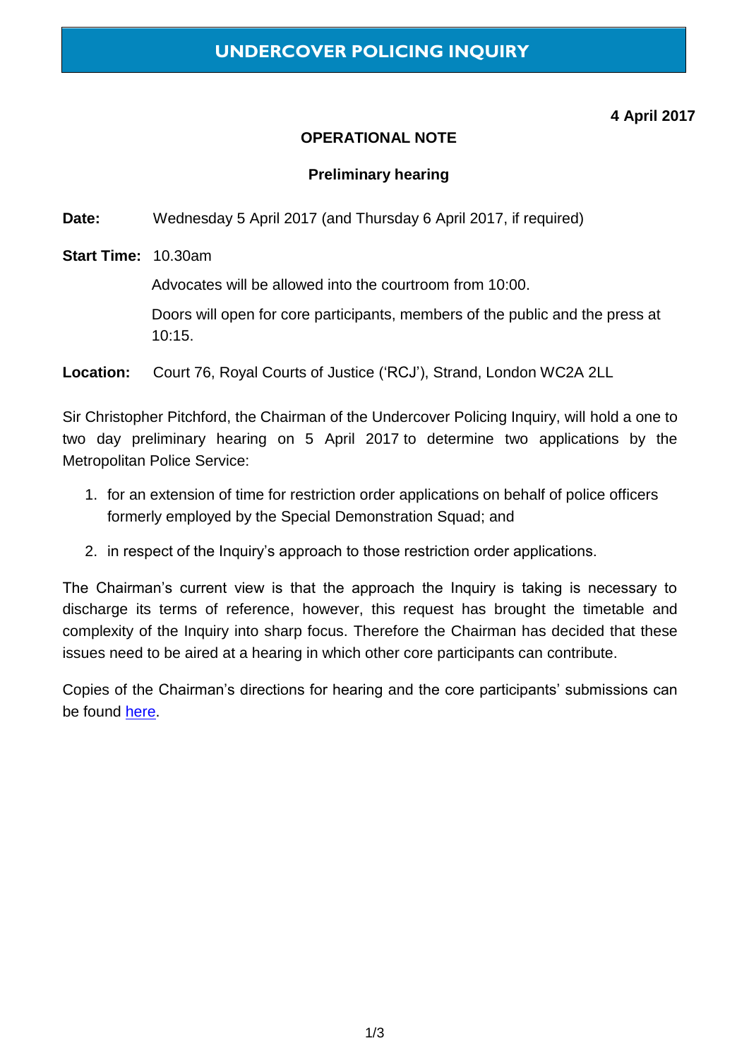# UNDERCOVER POLICING INQUIRY

**4 April 2017**

## OPERATIONAL NOTE

### Preliminary hearing

**Date:** Wednesday 5 April 2017 (and Thursday 6 April 2017, if required)

**Start Time:** 10.30am

Advocates will be allowed into the courtroom from 10:00.

Doors will open for core participants, members of the public and the press at 10:15.

**Location:** Court 76, Royal Courts of Justice ('RCJ'), Strand, London WC2A 2LL

Sir Christopher Pitchford, the Chairman of the Undercover Policing Inquiry, will hold a one to two day preliminary hearing on 5 April 2017 to determine two applications by the Metropolitan Police Service:

1. for an extension of time for restriction order applications on behalf of police officers formerly employed by the Special Demonstration Squad; and
2. in respect of the Inquiry's approach to those restriction order applications.

The Chairman's current view is that the approach the Inquiry is taking is necessary to discharge its terms of reference, however, this request has brought the timetable and complexity of the Inquiry into sharp focus. Therefore the Chairman has decided that these issues need to be aired at a hearing in which other core participants can contribute.

Copies of the Chairman's directions for hearing and the core participants' submissions can be found here.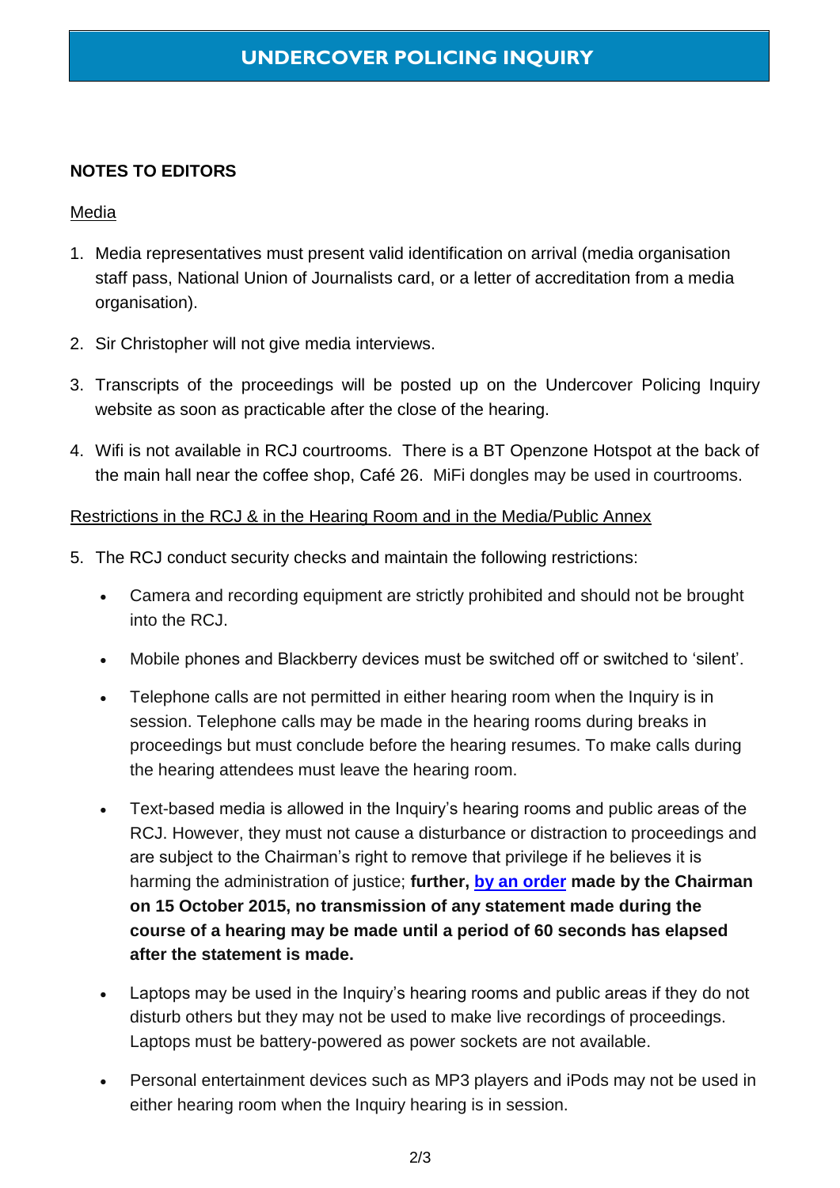# UNDERCOVER POLICING INQUIRY

**NOTES TO EDITORS**

Media

1. Media representatives must present valid identification on arrival (media organisation staff pass, National Union of Journalists card, or a letter of accreditation from a media organisation).
2. Sir Christopher will not give media interviews.
3. Transcripts of the proceedings will be posted up on the Undercover Policing Inquiry website as soon as practicable after the close of the hearing.
4. Wifi is not available in RCJ courtrooms. There is a BT Openzone Hotspot at the back of the main hall near the coffee shop, Café 26. MiFi dongles may be used in courtrooms.

Restrictions in the RCJ & in the Hearing Room and in the Media/Public Annex

5. The RCJ conduct security checks and maintain the following restrictions:
   - Camera and recording equipment are strictly prohibited and should not be brought into the RCJ.
   - Mobile phones and Blackberry devices must be switched off or switched to 'silent'.
   - Telephone calls are not permitted in either hearing room when the Inquiry is in session. Telephone calls may be made in the hearing rooms during breaks in proceedings but must conclude before the hearing resumes. To make calls during the hearing attendees must leave the hearing room.
   - Text-based media is allowed in the Inquiry's hearing rooms and public areas of the RCJ. However, they must not cause a disturbance or distraction to proceedings and are subject to the Chairman's right to remove that privilege if he believes it is harming the administration of justice; **further, by an order made by the Chairman on 15 October 2015, no transmission of any statement made during the course of a hearing may be made until a period of 60 seconds has elapsed after the statement is made.**
   - Laptops may be used in the Inquiry's hearing rooms and public areas if they do not disturb others but they may not be used to make live recordings of proceedings. Laptops must be battery-powered as power sockets are not available.
   - Personal entertainment devices such as MP3 players and iPods may not be used in either hearing room when the Inquiry hearing is in session.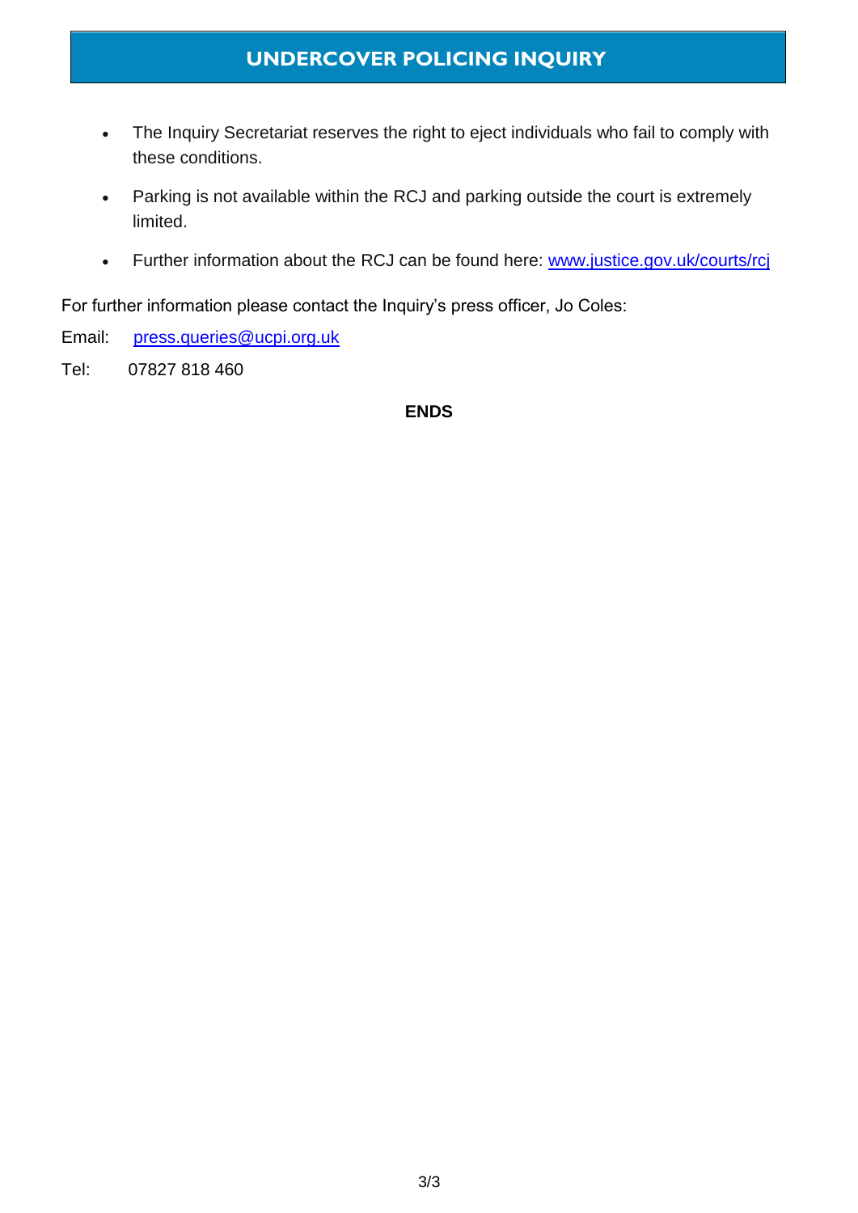- The Inquiry Secretariat reserves the right to eject individuals who fail to comply with these conditions.
- Parking is not available within the RCJ and parking outside the court is extremely limited.
- Further information about the RCJ can be found here: www.justice.gov.uk/courts/rcj

For further information please contact the Inquiry's press officer, Jo Coles:

Email: press.queries@ucpi.org.uk

Tel: 07827 818 460

**ENDS**